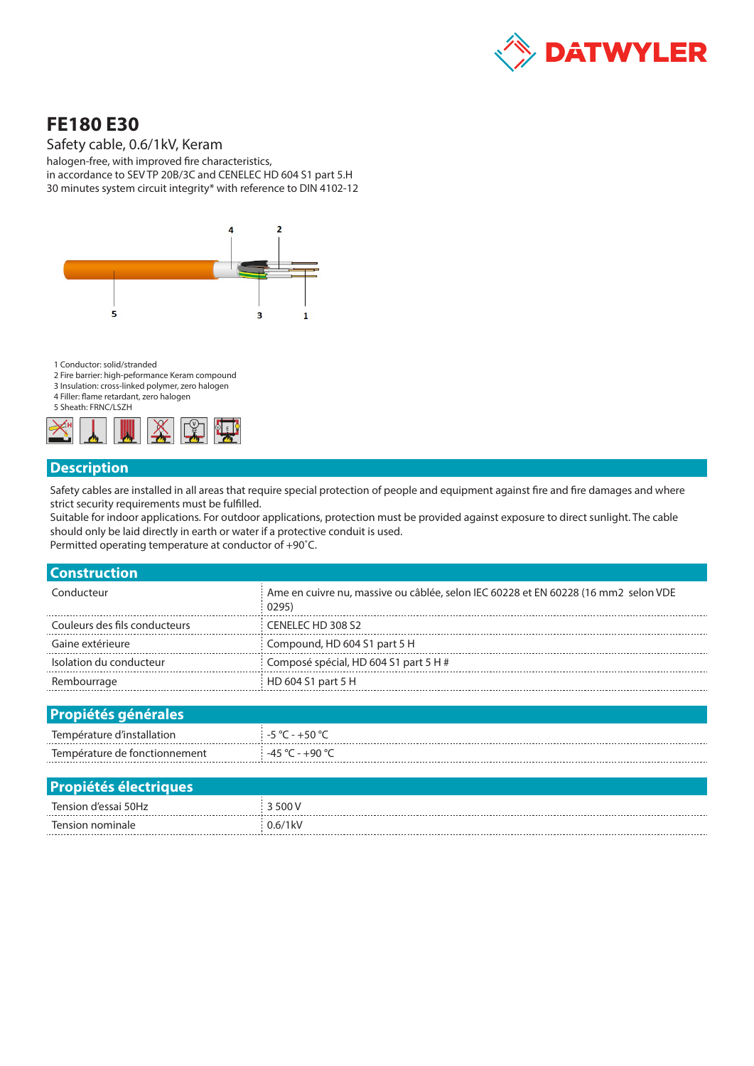# FE180 E30

Safety cable, 0.6/1kV, Keram

halogen-free, with improved fire characteristics,
in accordance to SEV TP 20B/3C and CENELEC HD 604 S1 part 5.H
30 minutes system circuit integrity* with reference to DIN 4102-12

4 2

5 3 1

1 Conductor: solid/stranded
2 Fire barrier: high-peformance Keram compound
3 Insulation: cross-linked polymer, zero halogen
4 Filler: flame retardant, zero halogen
5 Sheath: FRNC/LSZH

## Description

Safety cables are installed in all areas that require special protection of people and equipment against fire and fire damages and where strict security requirements must be fulfilled.
Suitable for indoor applications. For outdoor applications, protection must be provided against exposure to direct sunlight. The cable should only be laid directly in earth or water if a protective conduit is used.
Permitted operating temperature at conductor of +90˚C.

## Construction

| | |
|---|---|
| Conducteur | Ame en cuivre nu, massive ou câblée, selon IEC 60228 et EN 60228 (16 mm2 selon VDE 0295) |
| Couleurs des fils conducteurs | CENELEC HD 308 S2 |
| Gaine extérieure | Compound, HD 604 S1 part 5 H |
| Isolation du conducteur | Composé spécial, HD 604 S1 part 5 H # |
| Rembourrage | HD 604 S1 part 5 H |

## Propiétés générales

| | |
|---|---|
| Température d'installation | -5 °C - +50 °C |
| Température de fonctionnement | -45 °C - +90 °C |

## Propiétés électriques

| | |
|---|---|
| Tension d'essai 50Hz | 3 500 V |
| Tension nominale | 0.6/1kV |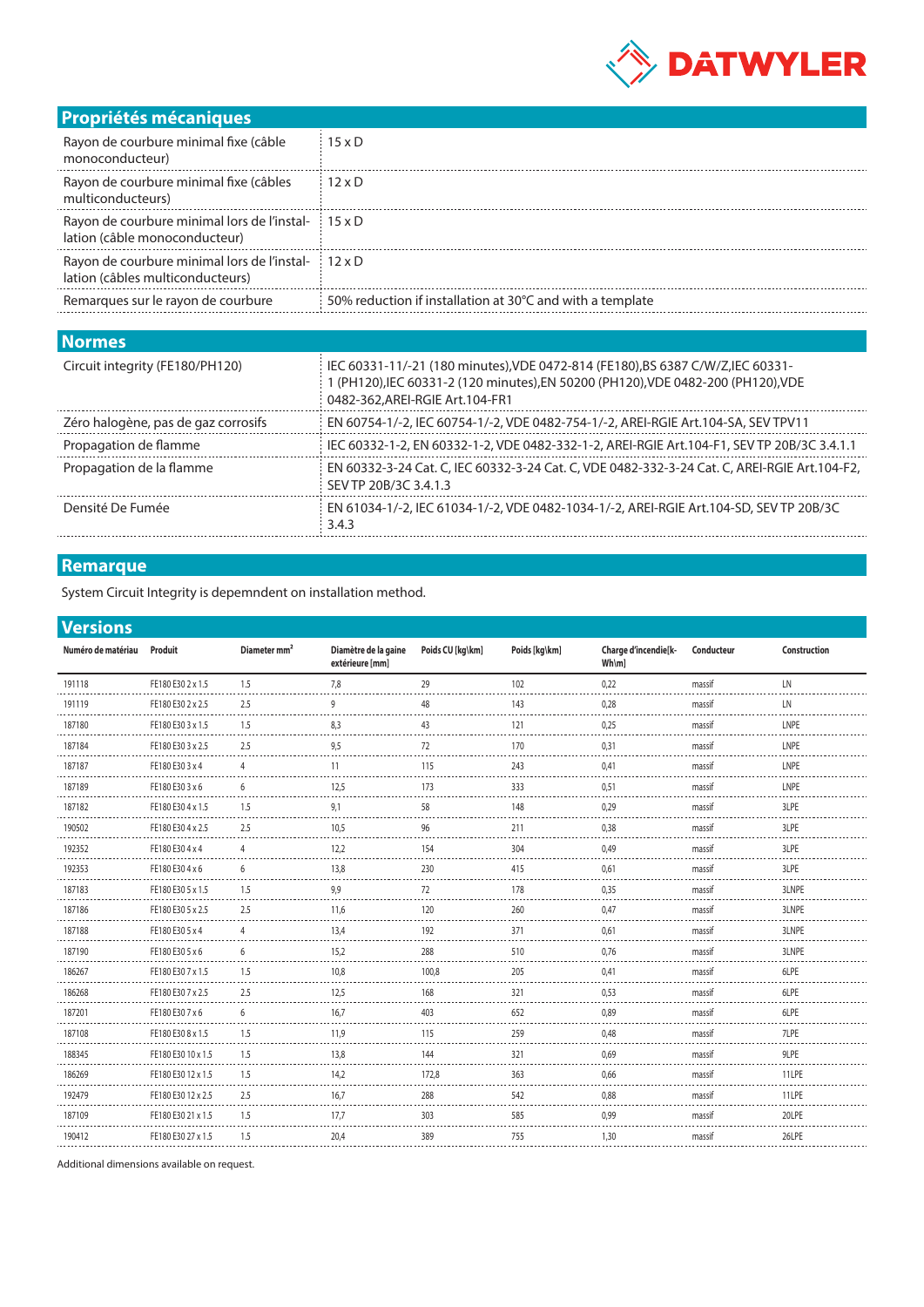## Propriétés mécaniques

| | |
|---|---|
| Rayon de courbure minimal fixe (câble monoconducteur) | 15 x D |
| Rayon de courbure minimal fixe (câbles multiconducteurs) | 12 x D |
| Rayon de courbure minimal lors de l'installation (câble monoconducteur) | 15 x D |
| Rayon de courbure minimal lors de l'installation (câbles multiconducteurs) | 12 x D |
| Remarques sur le rayon de courbure | 50% reduction if installation at 30°C and with a template |

## Normes

| | |
|---|---|
| Circuit integrity (FE180/PH120) | IEC 60331-11/-21 (180 minutes),VDE 0472-814 (FE180),BS 6387 C/W/Z,IEC 60331-1 (PH120),IEC 60331-2 (120 minutes),EN 50200 (PH120),VDE 0482-200 (PH120),VDE 0482-362,AREI-RGIE Art.104-FR1 |
| Zéro halogène, pas de gaz corrosifs | EN 60754-1/-2, IEC 60754-1/-2, VDE 0482-754-1/-2, AREI-RGIE Art.104-SA, SEV TPV11 |
| Propagation de flamme | IEC 60332-1-2, EN 60332-1-2, VDE 0482-332-1-2, AREI-RGIE Art.104-F1, SEV TP 20B/3C 3.4.1.1 |
| Propagation de la flamme | EN 60332-3-24 Cat. C, IEC 60332-3-24 Cat. C, VDE 0482-332-3-24 Cat. C, AREI-RGIE Art.104-F2, SEV TP 20B/3C 3.4.1.3 |
| Densité De Fumée | EN 61034-1/-2, IEC 61034-1/-2, VDE 0482-1034-1/-2, AREI-RGIE Art.104-SD, SEV TP 20B/3C 3.4.3 |

## Remarque

System Circuit Integrity is depemndent on installation method.

## Versions

| Numéro de matériau | Produit | Diameter mm² | Diamètre de la gaine extérieure [mm] | Poids CU [kg\km] | Poids [kg\km] | Charge d'incendie[k-Wh\m] | Conducteur | Construction |
|---|---|---|---|---|---|---|---|---|
| 191118 | FE180 E30 2 x 1.5 | 1.5 | 7,8 | 29 | 102 | 0,22 | massif | LN |
| 191119 | FE180 E30 2 x 2.5 | 2.5 | 9 | 48 | 143 | 0,28 | massif | LN |
| 187180 | FE180 E30 3 x 1.5 | 1.5 | 8,3 | 43 | 121 | 0,25 | massif | LNPE |
| 187184 | FE180 E30 3 x 2.5 | 2.5 | 9,5 | 72 | 170 | 0,31 | massif | LNPE |
| 187187 | FE180 E30 3 x 4 | 4 | 11 | 115 | 243 | 0,41 | massif | LNPE |
| 187189 | FE180 E30 3 x 6 | 6 | 12,5 | 173 | 333 | 0,51 | massif | LNPE |
| 187182 | FE180 E30 4 x 1.5 | 1.5 | 9,1 | 58 | 148 | 0,29 | massif | 3LPE |
| 190502 | FE180 E30 4 x 2.5 | 2.5 | 10,5 | 96 | 211 | 0,38 | massif | 3LPE |
| 192352 | FE180 E30 4 x 4 | 4 | 12,2 | 154 | 304 | 0,49 | massif | 3LPE |
| 192353 | FE180 E30 4 x 6 | 6 | 13,8 | 230 | 415 | 0,61 | massif | 3LPE |
| 187183 | FE180 E30 5 x 1.5 | 1.5 | 9,9 | 72 | 178 | 0,35 | massif | 3LNPE |
| 187186 | FE180 E30 5 x 2.5 | 2.5 | 11,6 | 120 | 260 | 0,47 | massif | 3LNPE |
| 187188 | FE180 E30 5 x 4 | 4 | 13,4 | 192 | 371 | 0,61 | massif | 3LNPE |
| 187190 | FE180 E30 5 x 6 | 6 | 15,2 | 288 | 510 | 0,76 | massif | 3LNPE |
| 186267 | FE180 E30 7 x 1.5 | 1.5 | 10,8 | 100,8 | 205 | 0,41 | massif | 6LPE |
| 186268 | FE180 E30 7 x 2.5 | 2.5 | 12,5 | 168 | 321 | 0,53 | massif | 6LPE |
| 187201 | FE180 E30 7 x 6 | 6 | 16,7 | 403 | 652 | 0,89 | massif | 6LPE |
| 187108 | FE180 E30 8 x 1.5 | 1.5 | 11,9 | 115 | 259 | 0,48 | massif | 7LPE |
| 188345 | FE180 E30 10 x 1.5 | 1.5 | 13,8 | 144 | 321 | 0,69 | massif | 9LPE |
| 186269 | FE180 E30 12 x 1.5 | 1.5 | 14,2 | 172,8 | 363 | 0,66 | massif | 11LPE |
| 192479 | FE180 E30 12 x 2.5 | 2.5 | 16,7 | 288 | 542 | 0,88 | massif | 11LPE |
| 187109 | FE180 E30 21 x 1.5 | 1.5 | 17,7 | 303 | 585 | 0,99 | massif | 20LPE |
| 190412 | FE180 E30 27 x 1.5 | 1.5 | 20,4 | 389 | 755 | 1,30 | massif | 26LPE |

Additional dimensions available on request.